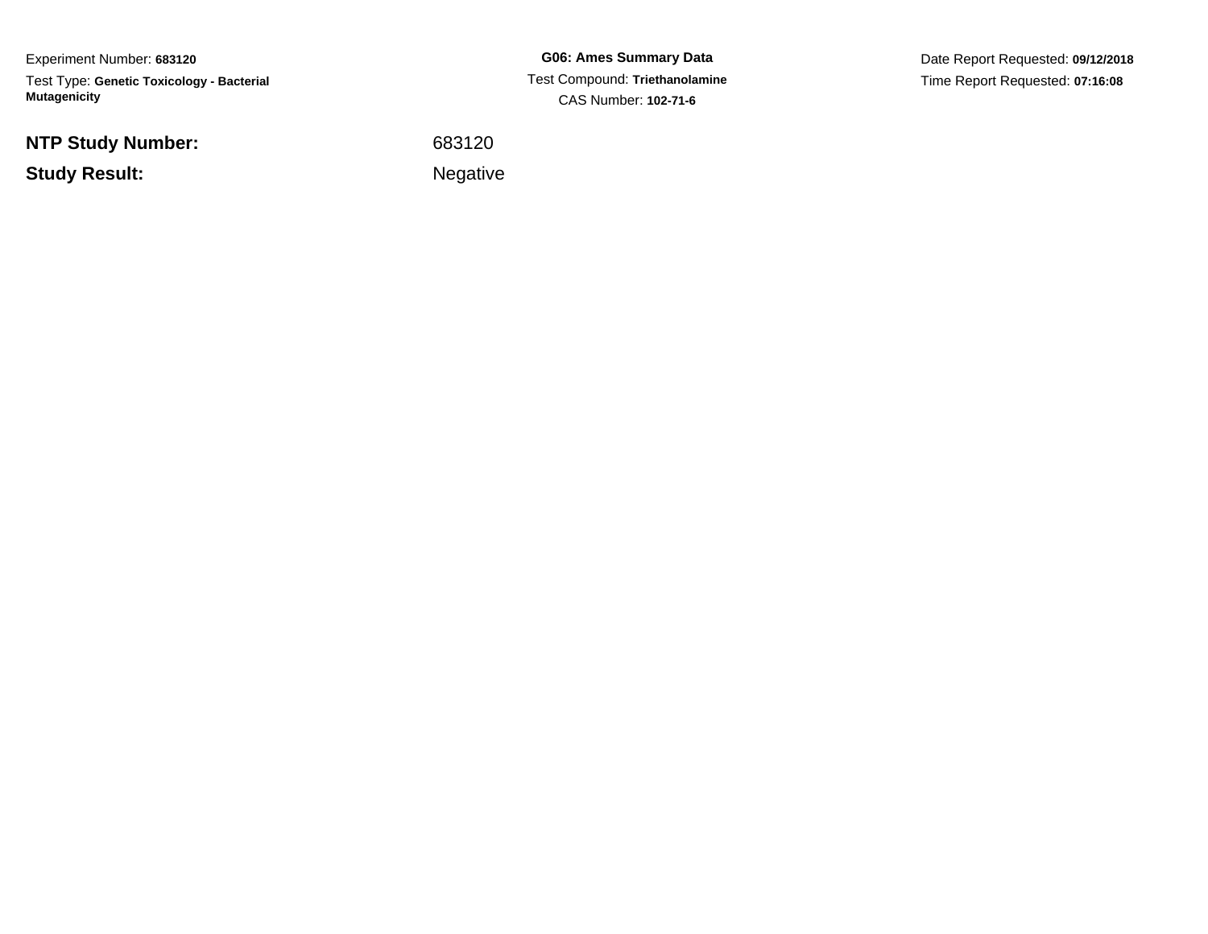Experiment Number: **683120**

Test Type: **Genetic Toxicology - Bacterial Mutagenicity**

**G06: Ames Summary Data**

Test Compound: **Triethanolamine**

CAS Number: **102-71-6**

Date Report Requested: **09/12/2018**

Time Report Requested: **07:16:08**

**NTP Study Number:** 683120

**Study Result:** Negative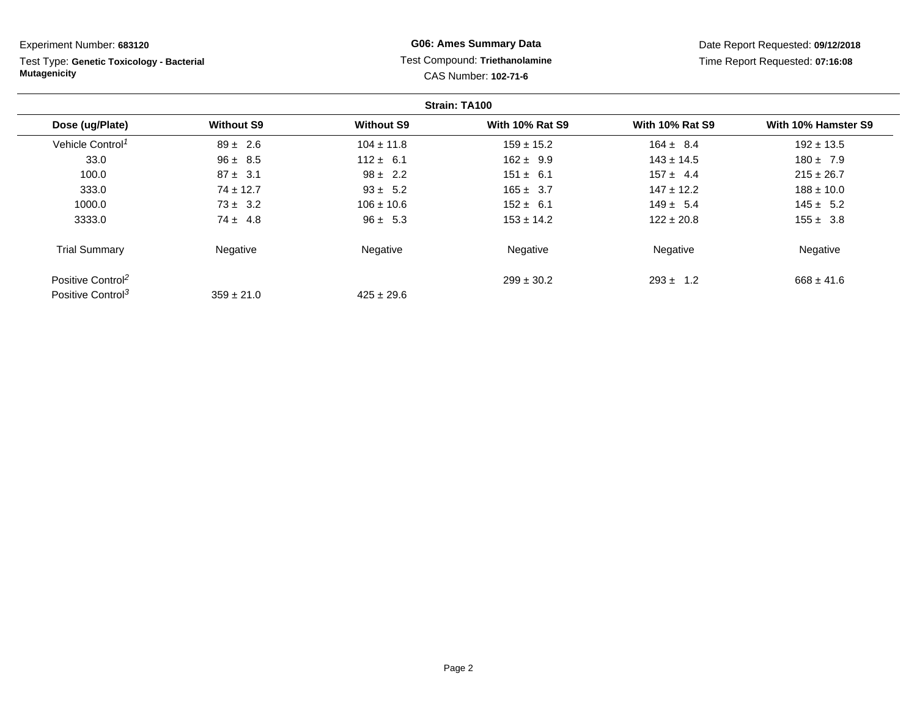Experiment Number: **683120**

Test Type: **Genetic Toxicology - Bacterial Mutagenicity**

**G06: Ames Summary Data**

Test Compound: **Triethanolamine**

CAS Number: **102-71-6**

Date Report Requested: **09/12/2018**

Time Report Requested: **07:16:08**

**Strain: TA100**

| Dose (ug/Plate) | Without S9 | Without S9 | With 10% Rat S9 | With 10% Rat S9 | With 10% Hamster S9 |
|---|---|---|---|---|---|
| Vehicle Control[1] | 89 ± 2.6 | 104 ± 11.8 | 159 ± 15.2 | 164 ± 8.4 | 192 ± 13.5 |
| 33.0 | 96 ± 8.5 | 112 ± 6.1 | 162 ± 9.9 | 143 ± 14.5 | 180 ± 7.9 |
| 100.0 | 87 ± 3.1 | 98 ± 2.2 | 151 ± 6.1 | 157 ± 4.4 | 215 ± 26.7 |
| 333.0 | 74 ± 12.7 | 93 ± 5.2 | 165 ± 3.7 | 147 ± 12.2 | 188 ± 10.0 |
| 1000.0 | 73 ± 3.2 | 106 ± 10.6 | 152 ± 6.1 | 149 ± 5.4 | 145 ± 5.2 |
| 3333.0 | 74 ± 4.8 | 96 ± 5.3 | 153 ± 14.2 | 122 ± 20.8 | 155 ± 3.8 |
| Trial Summary | Negative | Negative | Negative | Negative | Negative |
| Positive Control[2] | | | 299 ± 30.2 | 293 ± 1.2 | 668 ± 41.6 |
| Positive Control[3] | 359 ± 21.0 | 425 ± 29.6 | | | |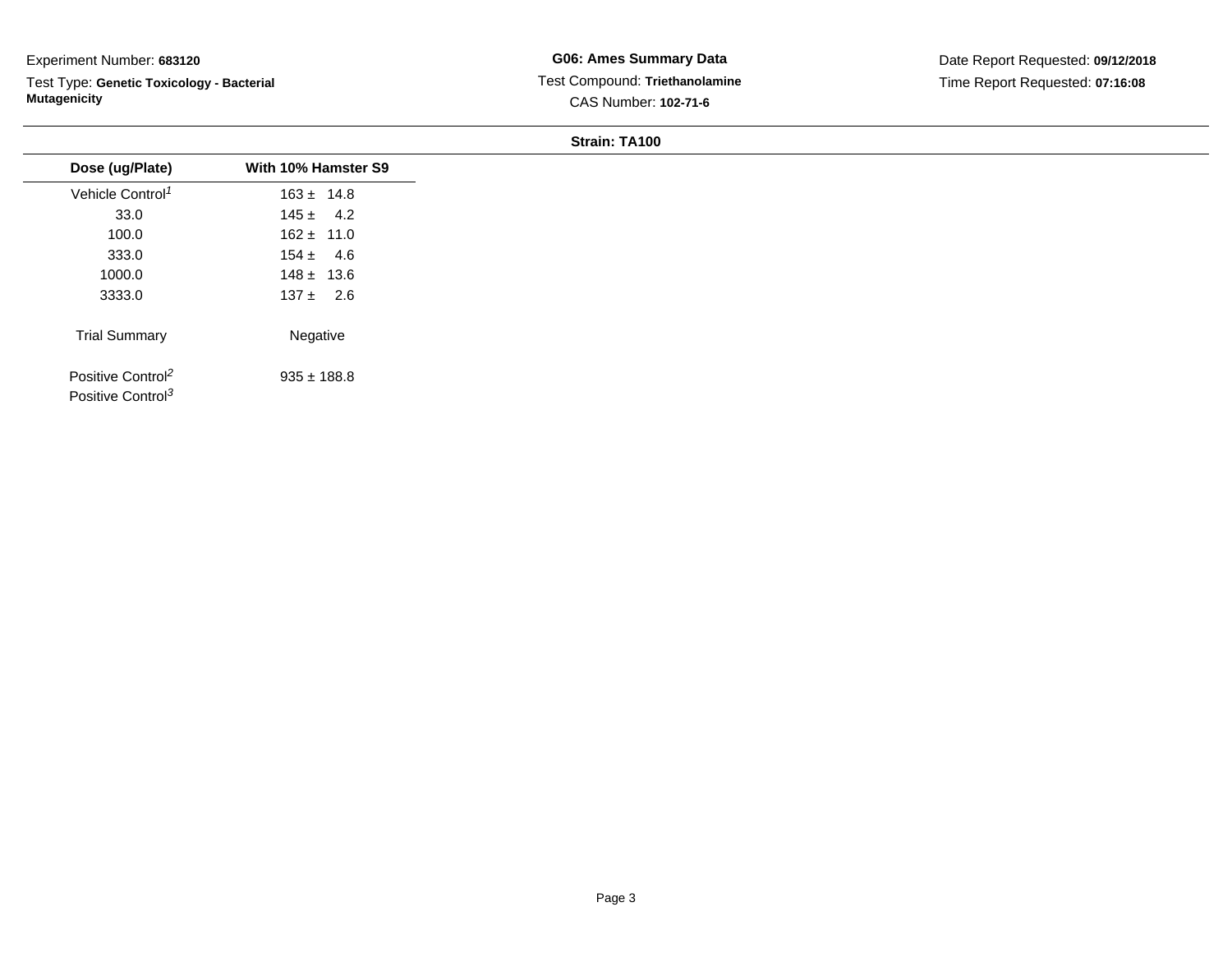Experiment Number: **683120**

Test Type: **Genetic Toxicology - Bacterial Mutagenicity**

**G06: Ames Summary Data**

Test Compound: **Triethanolamine**

CAS Number: **102-71-6**

Date Report Requested: **09/12/2018**

Time Report Requested: **07:16:08**

**Strain: TA100**

| Dose (ug/Plate) | With 10% Hamster S9 |
|---|---|
| Vehicle Control[1] | 163 ± 14.8 |
| 33.0 | 145 ± 4.2 |
| 100.0 | 162 ± 11.0 |
| 333.0 | 154 ± 4.6 |
| 1000.0 | 148 ± 13.6 |
| 3333.0 | 137 ± 2.6 |
| Trial Summary | Negative |
| Positive Control[2] | 935 ± 188.8 |
| Positive Control[3] | |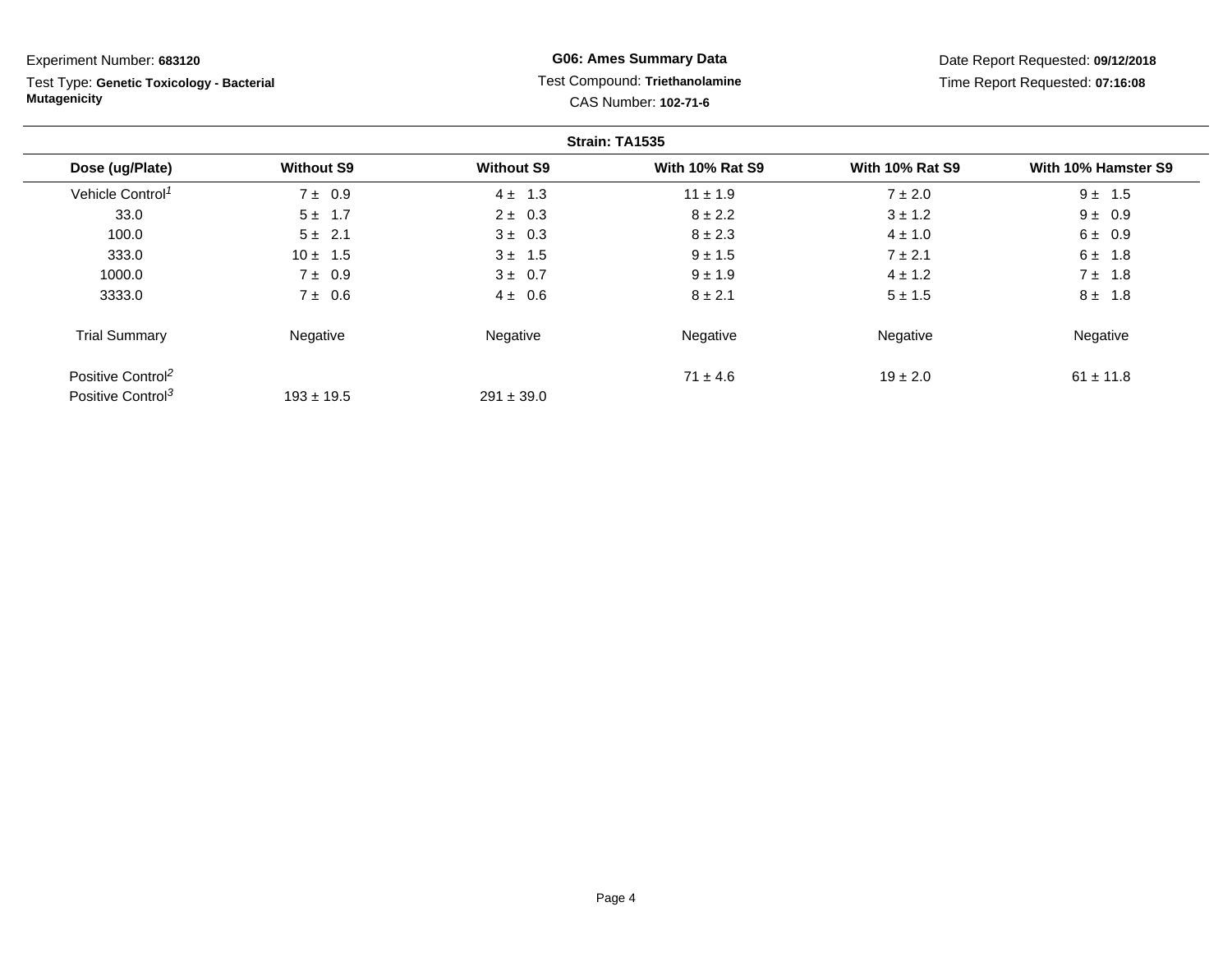Experiment Number: **683120**

Test Type: **Genetic Toxicology - Bacterial Mutagenicity**

**G06: Ames Summary Data**

Test Compound: **Triethanolamine**

CAS Number: **102-71-6**

Date Report Requested: **09/12/2018**

Time Report Requested: **07:16:08**

**Strain: TA1535**

| Dose (ug/Plate) | Without S9 | Without S9 | With 10% Rat S9 | With 10% Rat S9 | With 10% Hamster S9 |
|---|---|---|---|---|---|
| Vehicle Control[1] | 7 ± 0.9 | 4 ± 1.3 | 11 ± 1.9 | 7 ± 2.0 | 9 ± 1.5 |
| 33.0 | 5 ± 1.7 | 2 ± 0.3 | 8 ± 2.2 | 3 ± 1.2 | 9 ± 0.9 |
| 100.0 | 5 ± 2.1 | 3 ± 0.3 | 8 ± 2.3 | 4 ± 1.0 | 6 ± 0.9 |
| 333.0 | 10 ± 1.5 | 3 ± 1.5 | 9 ± 1.5 | 7 ± 2.1 | 6 ± 1.8 |
| 1000.0 | 7 ± 0.9 | 3 ± 0.7 | 9 ± 1.9 | 4 ± 1.2 | 7 ± 1.8 |
| 3333.0 | 7 ± 0.6 | 4 ± 0.6 | 8 ± 2.1 | 5 ± 1.5 | 8 ± 1.8 |
| Trial Summary | Negative | Negative | Negative | Negative | Negative |
| Positive Control[2] | | | 71 ± 4.6 | 19 ± 2.0 | 61 ± 11.8 |
| Positive Control[3] | 193 ± 19.5 | 291 ± 39.0 | | | |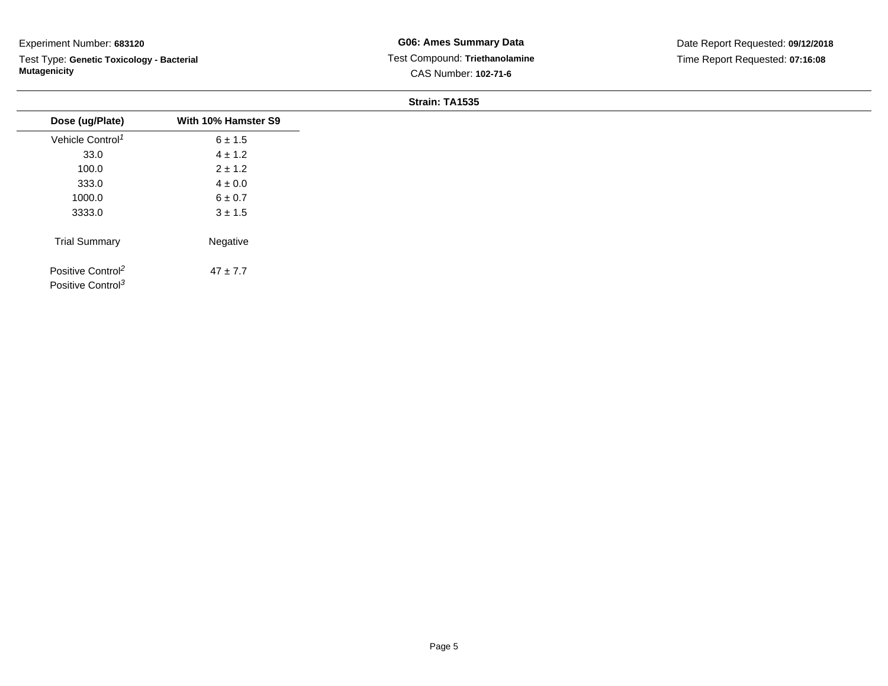Experiment Number: **683120**

Test Type: **Genetic Toxicology - Bacterial Mutagenicity**

**G06: Ames Summary Data**

Test Compound: **Triethanolamine**

CAS Number: **102-71-6**

Date Report Requested: **09/12/2018**

Time Report Requested: **07:16:08**

**Strain: TA1535**

| Dose (ug/Plate) | With 10% Hamster S9 |
| --- | --- |
| Vehicle Control[1] | 6 ± 1.5 |
| 33.0 | 4 ± 1.2 |
| 100.0 | 2 ± 1.2 |
| 333.0 | 4 ± 0.0 |
| 1000.0 | 6 ± 0.7 |
| 3333.0 | 3 ± 1.5 |
| Trial Summary | Negative |
| Positive Control[2] | 47 ± 7.7 |
| Positive Control[3] | |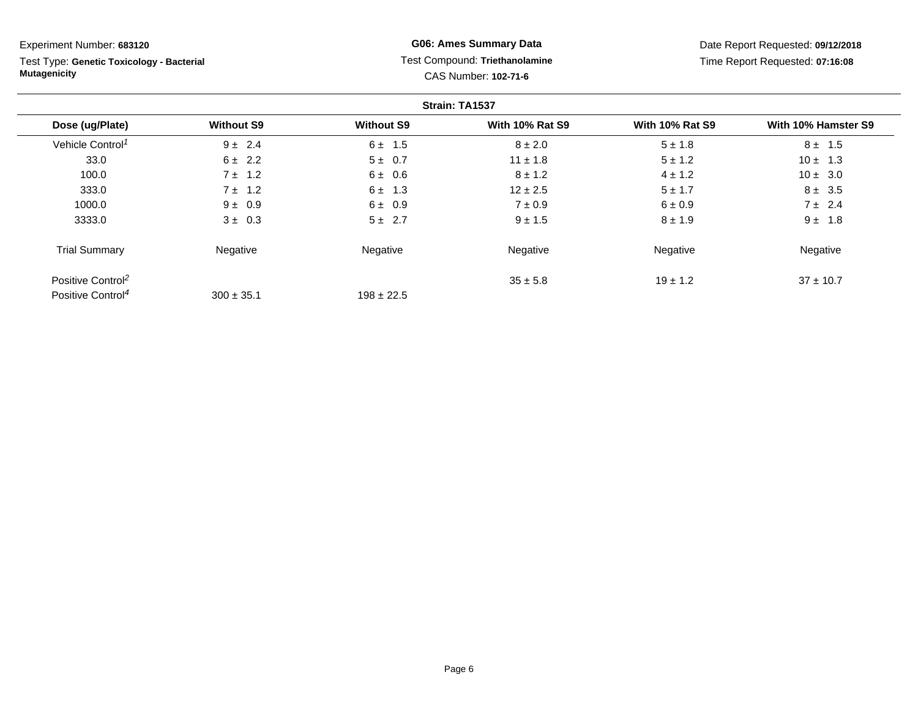Experiment Number: **683120**

Test Type: **Genetic Toxicology - Bacterial Mutagenicity**

**G06: Ames Summary Data**

Test Compound: **Triethanolamine**

CAS Number: **102-71-6**

Date Report Requested: **09/12/2018**

Time Report Requested: **07:16:08**

**Strain: TA1537**

| Dose (ug/Plate) | Without S9 | Without S9 | With 10% Rat S9 | With 10% Rat S9 | With 10% Hamster S9 |
|---|---|---|---|---|---|
| Vehicle Control[1] | 9 ± 2.4 | 6 ± 1.5 | 8 ± 2.0 | 5 ± 1.8 | 8 ± 1.5 |
| 33.0 | 6 ± 2.2 | 5 ± 0.7 | 11 ± 1.8 | 5 ± 1.2 | 10 ± 1.3 |
| 100.0 | 7 ± 1.2 | 6 ± 0.6 | 8 ± 1.2 | 4 ± 1.2 | 10 ± 3.0 |
| 333.0 | 7 ± 1.2 | 6 ± 1.3 | 12 ± 2.5 | 5 ± 1.7 | 8 ± 3.5 |
| 1000.0 | 9 ± 0.9 | 6 ± 0.9 | 7 ± 0.9 | 6 ± 0.9 | 7 ± 2.4 |
| 3333.0 | 3 ± 0.3 | 5 ± 2.7 | 9 ± 1.5 | 8 ± 1.9 | 9 ± 1.8 |
| Trial Summary | Negative | Negative | Negative | Negative | Negative |
| Positive Control[2] | | | 35 ± 5.8 | 19 ± 1.2 | 37 ± 10.7 |
| Positive Control[4] | 300 ± 35.1 | 198 ± 22.5 | | | |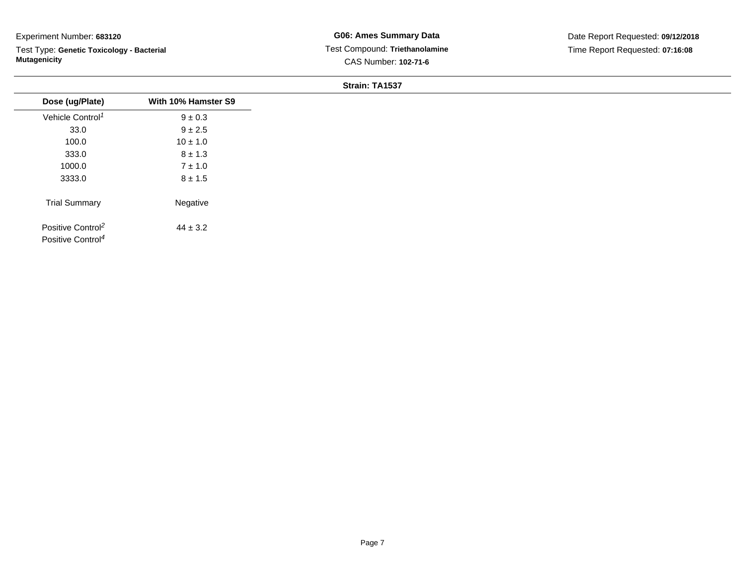Experiment Number: **683120**

Test Type: **Genetic Toxicology - Bacterial Mutagenicity**

**G06: Ames Summary Data**

Test Compound: **Triethanolamine**

CAS Number: **102-71-6**

Date Report Requested: **09/12/2018**

Time Report Requested: **07:16:08**

**Strain: TA1537**

| Dose (ug/Plate) | With 10% Hamster S9 |
|---|---|
| Vehicle Control[1] | 9 ± 0.3 |
| 33.0 | 9 ± 2.5 |
| 100.0 | 10 ± 1.0 |
| 333.0 | 8 ± 1.3 |
| 1000.0 | 7 ± 1.0 |
| 3333.0 | 8 ± 1.5 |
| Trial Summary | Negative |
| Positive Control[2] | 44 ± 3.2 |
| Positive Control[4] | |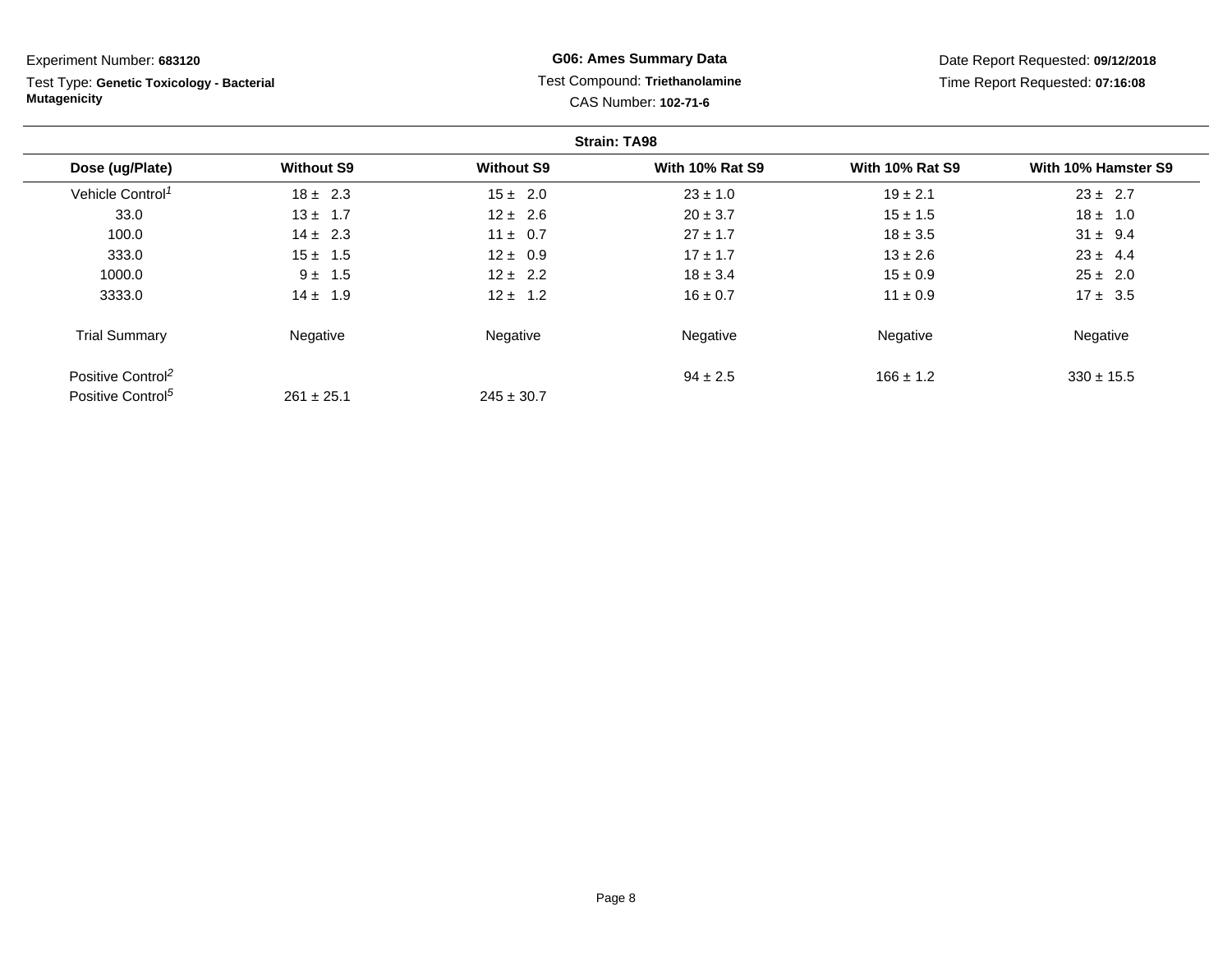Experiment Number: **683120**

Test Type: **Genetic Toxicology - Bacterial Mutagenicity**

**G06: Ames Summary Data**

Test Compound: **Triethanolamine**

CAS Number: **102-71-6**

Date Report Requested: **09/12/2018**

Time Report Requested: **07:16:08**

**Strain: TA98**

| Dose (ug/Plate) | Without S9 | Without S9 | With 10% Rat S9 | With 10% Rat S9 | With 10% Hamster S9 |
|---|---|---|---|---|---|
| Vehicle Control[1] | 18 ± 2.3 | 15 ± 2.0 | 23 ± 1.0 | 19 ± 2.1 | 23 ± 2.7 |
| 33.0 | 13 ± 1.7 | 12 ± 2.6 | 20 ± 3.7 | 15 ± 1.5 | 18 ± 1.0 |
| 100.0 | 14 ± 2.3 | 11 ± 0.7 | 27 ± 1.7 | 18 ± 3.5 | 31 ± 9.4 |
| 333.0 | 15 ± 1.5 | 12 ± 0.9 | 17 ± 1.7 | 13 ± 2.6 | 23 ± 4.4 |
| 1000.0 | 9 ± 1.5 | 12 ± 2.2 | 18 ± 3.4 | 15 ± 0.9 | 25 ± 2.0 |
| 3333.0 | 14 ± 1.9 | 12 ± 1.2 | 16 ± 0.7 | 11 ± 0.9 | 17 ± 3.5 |
| Trial Summary | Negative | Negative | Negative | Negative | Negative |
| Positive Control[2] | | | 94 ± 2.5 | 166 ± 1.2 | 330 ± 15.5 |
| Positive Control[5] | 261 ± 25.1 | 245 ± 30.7 | | | |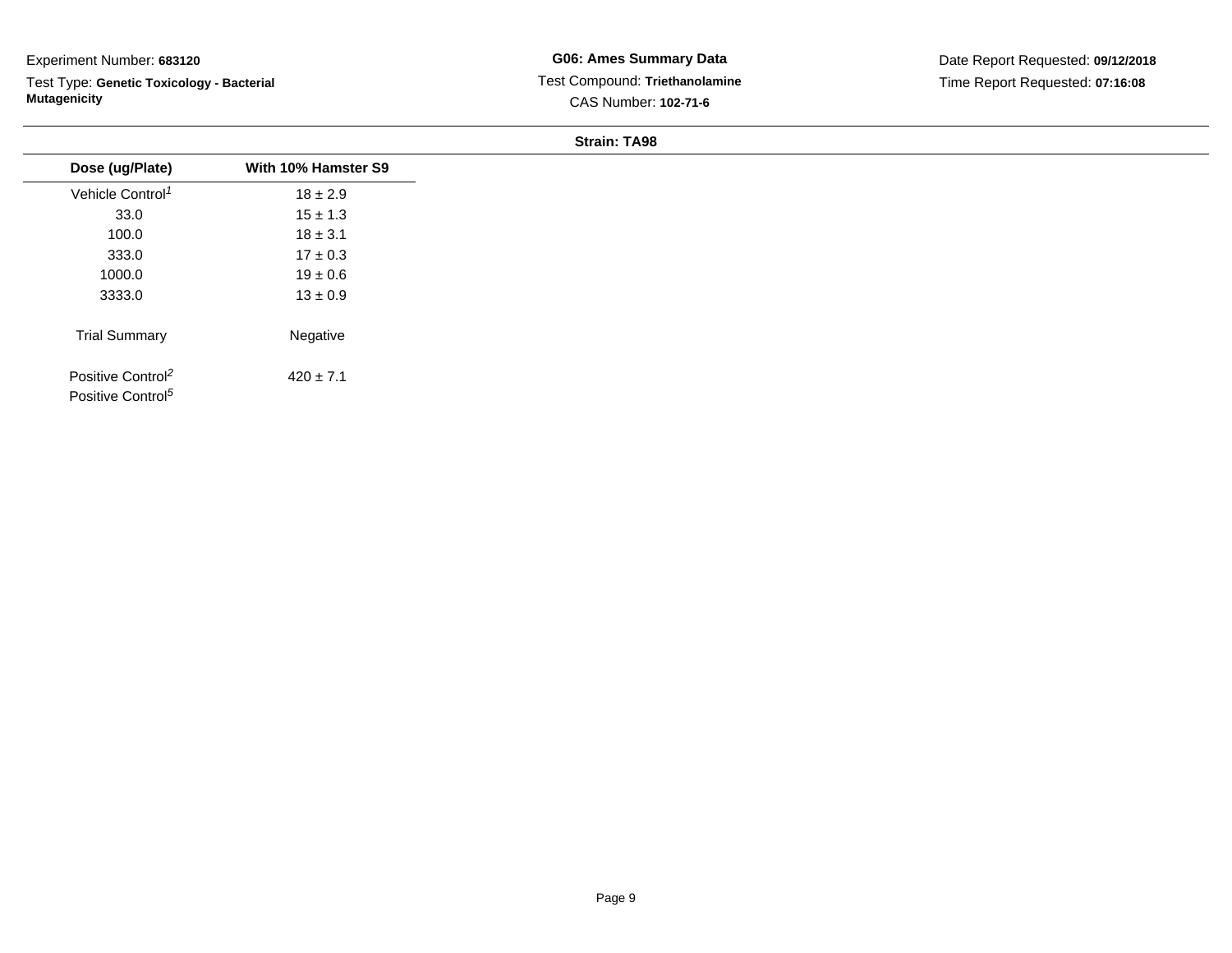Experiment Number: **683120**

Test Type: **Genetic Toxicology - Bacterial Mutagenicity**

**G06: Ames Summary Data**

Test Compound: **Triethanolamine**

CAS Number: **102-71-6**

Date Report Requested: **09/12/2018**

Time Report Requested: **07:16:08**

**Strain: TA98**

| Dose (ug/Plate) | With 10% Hamster S9 |
|---|---|
| Vehicle Control[1] | 18 ± 2.9 |
| 33.0 | 15 ± 1.3 |
| 100.0 | 18 ± 3.1 |
| 333.0 | 17 ± 0.3 |
| 1000.0 | 19 ± 0.6 |
| 3333.0 | 13 ± 0.9 |
| Trial Summary | Negative |
| Positive Control[2] | 420 ± 7.1 |
| Positive Control[5] | |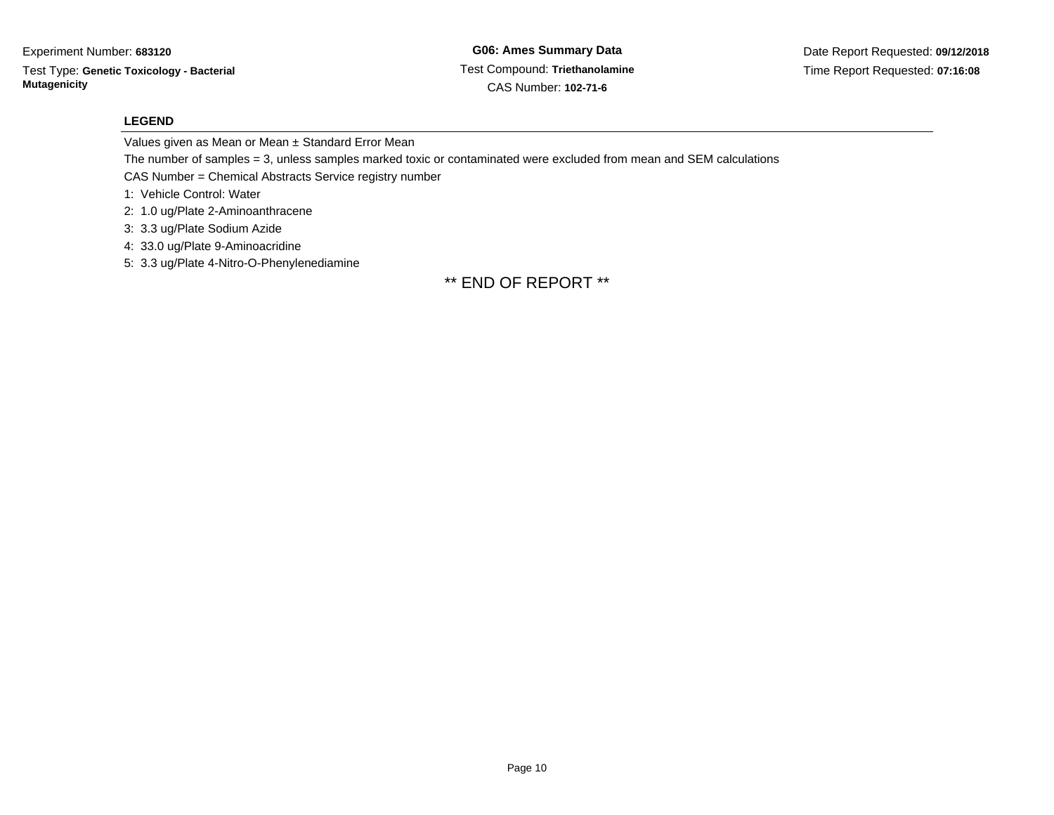**LEGEND**

Values given as Mean or Mean ± Standard Error Mean

The number of samples = 3, unless samples marked toxic or contaminated were excluded from mean and SEM calculations

CAS Number = Chemical Abstracts Service registry number

1: Vehicle Control: Water

2: 1.0 ug/Plate 2-Aminoanthracene

3: 3.3 ug/Plate Sodium Azide

4: 33.0 ug/Plate 9-Aminoacridine

5: 3.3 ug/Plate 4-Nitro-O-Phenylenediamine

** END OF REPORT **